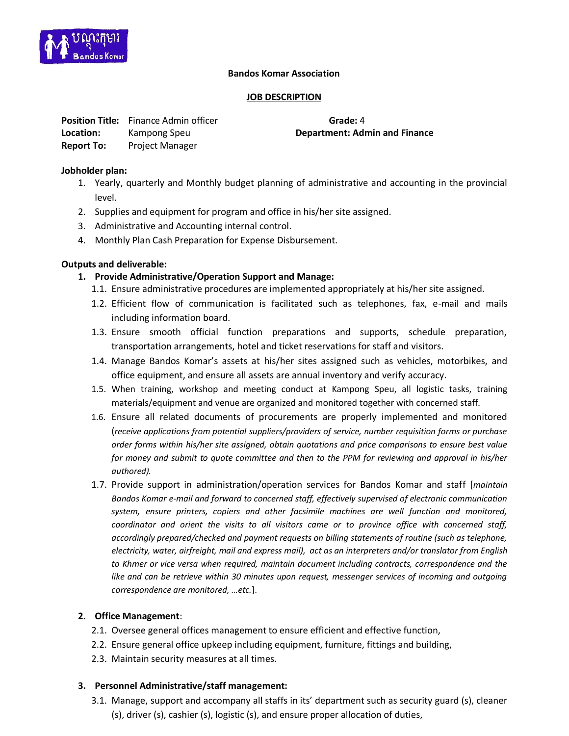**Bandos Komar Association**

**JOB DESCRIPTION**

**Position Title:** Finance Admin officer **Grade:** 4
**Location:** Kampong Speu **Department: Admin and Finance**
**Report To:** Project Manager

**Jobholder plan:**

1. Yearly, quarterly and Monthly budget planning of administrative and accounting in the provincial level.
2. Supplies and equipment for program and office in his/her site assigned.
3. Administrative and Accounting internal control.
4. Monthly Plan Cash Preparation for Expense Disbursement.

**Outputs and deliverable:**

1. **Provide Administrative/Operation Support and Manage:**
   - 1.1. Ensure administrative procedures are implemented appropriately at his/her site assigned.
   - 1.2. Efficient flow of communication is facilitated such as telephones, fax, e-mail and mails including information board.
   - 1.3. Ensure smooth official function preparations and supports, schedule preparation, transportation arrangements, hotel and ticket reservations for staff and visitors.
   - 1.4. Manage Bandos Komar's assets at his/her sites assigned such as vehicles, motorbikes, and office equipment, and ensure all assets are annual inventory and verify accuracy.
   - 1.5. When training, workshop and meeting conduct at Kampong Speu, all logistic tasks, training materials/equipment and venue are organized and monitored together with concerned staff.
   - 1.6. Ensure all related documents of procurements are properly implemented and monitored (*receive applications from potential suppliers/providers of service, number requisition forms or purchase order forms within his/her site assigned, obtain quotations and price comparisons to ensure best value for money and submit to quote committee and then to the PPM for reviewing and approval in his/her authored).*
   - 1.7. Provide support in administration/operation services for Bandos Komar and staff [*maintain Bandos Komar e-mail and forward to concerned staff, effectively supervised of electronic communication system, ensure printers, copiers and other facsimile machines are well function and monitored, coordinator and orient the visits to all visitors came or to province office with concerned staff, accordingly prepared/checked and payment requests on billing statements of routine (such as telephone, electricity, water, airfreight, mail and express mail), act as an interpreters and/or translator from English to Khmer or vice versa when required, maintain document including contracts, correspondence and the like and can be retrieve within 30 minutes upon request, messenger services of incoming and outgoing correspondence are monitored, …etc.*].

2. **Office Management**:
   - 2.1. Oversee general offices management to ensure efficient and effective function,
   - 2.2. Ensure general office upkeep including equipment, furniture, fittings and building,
   - 2.3. Maintain security measures at all times.

3. **Personnel Administrative/staff management:**
   - 3.1. Manage, support and accompany all staffs in its' department such as security guard (s), cleaner (s), driver (s), cashier (s), logistic (s), and ensure proper allocation of duties,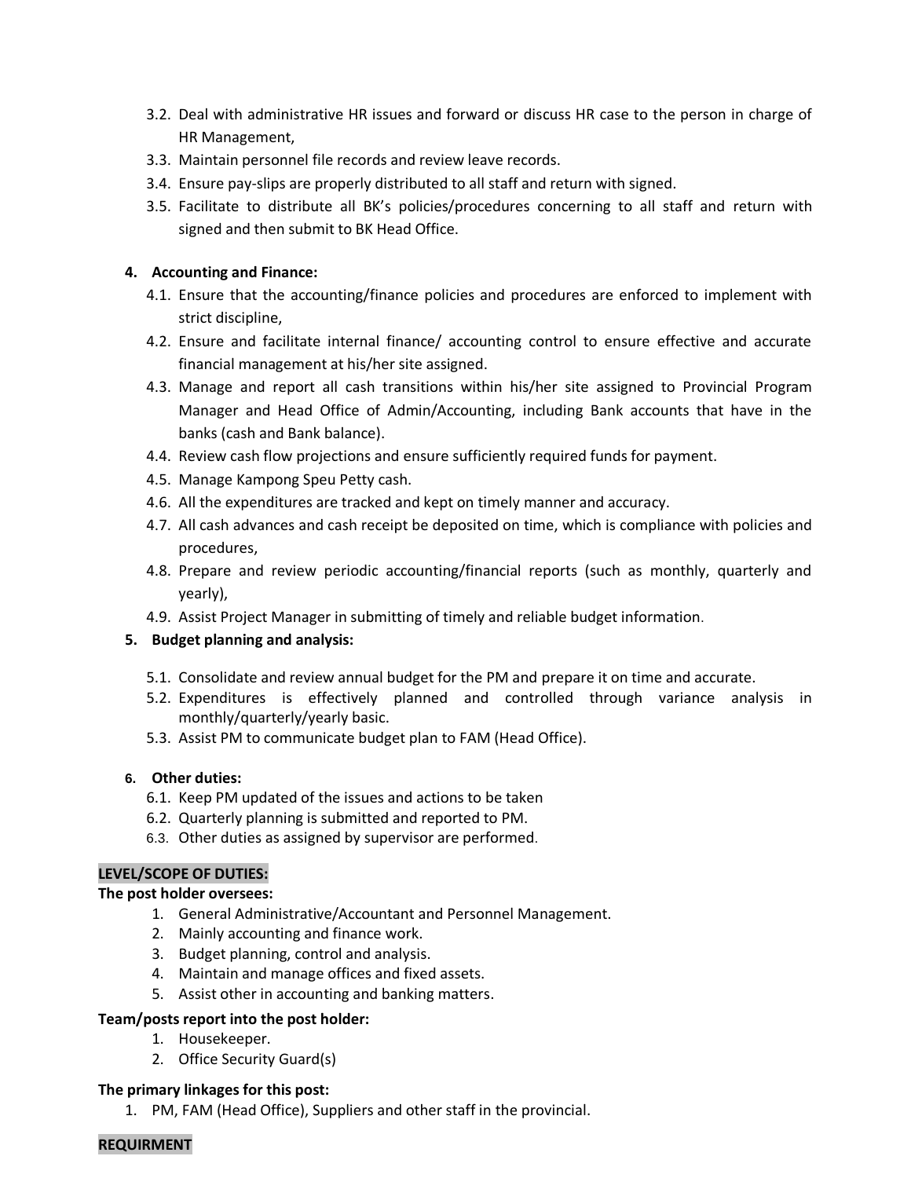3.2. Deal with administrative HR issues and forward or discuss HR case to the person in charge of HR Management,
3.3. Maintain personnel file records and review leave records.
3.4. Ensure pay-slips are properly distributed to all staff and return with signed.
3.5. Facilitate to distribute all BK's policies/procedures concerning to all staff and return with signed and then submit to BK Head Office.

4. **Accounting and Finance:**
   4.1. Ensure that the accounting/finance policies and procedures are enforced to implement with strict discipline,
   4.2. Ensure and facilitate internal finance/ accounting control to ensure effective and accurate financial management at his/her site assigned.
   4.3. Manage and report all cash transitions within his/her site assigned to Provincial Program Manager and Head Office of Admin/Accounting, including Bank accounts that have in the banks (cash and Bank balance).
   4.4. Review cash flow projections and ensure sufficiently required funds for payment.
   4.5. Manage Kampong Speu Petty cash.
   4.6. All the expenditures are tracked and kept on timely manner and accuracy.
   4.7. All cash advances and cash receipt be deposited on time, which is compliance with policies and procedures,
   4.8. Prepare and review periodic accounting/financial reports (such as monthly, quarterly and yearly),
   4.9. Assist Project Manager in submitting of timely and reliable budget information.

5. **Budget planning and analysis:**
   5.1. Consolidate and review annual budget for the PM and prepare it on time and accurate.
   5.2. Expenditures is effectively planned and controlled through variance analysis in monthly/quarterly/yearly basic.
   5.3. Assist PM to communicate budget plan to FAM (Head Office).

6. **Other duties:**
   6.1. Keep PM updated of the issues and actions to be taken
   6.2. Quarterly planning is submitted and reported to PM.
   6.3. Other duties as assigned by supervisor are performed.

**LEVEL/SCOPE OF DUTIES:**

**The post holder oversees:**

1. General Administrative/Accountant and Personnel Management.
2. Mainly accounting and finance work.
3. Budget planning, control and analysis.
4. Maintain and manage offices and fixed assets.
5. Assist other in accounting and banking matters.

**Team/posts report into the post holder:**

1. Housekeeper.
2. Office Security Guard(s)

**The primary linkages for this post:**

1. PM, FAM (Head Office), Suppliers and other staff in the provincial.

**REQUIRMENT**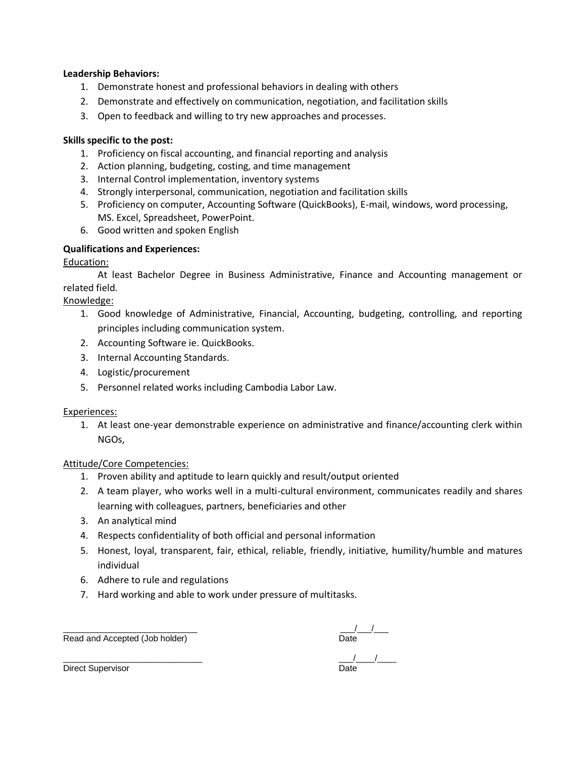**Leadership Behaviors:**

1. Demonstrate honest and professional behaviors in dealing with others
2. Demonstrate and effectively on communication, negotiation, and facilitation skills
3. Open to feedback and willing to try new approaches and processes.

**Skills specific to the post:**

1. Proficiency on fiscal accounting, and financial reporting and analysis
2. Action planning, budgeting, costing, and time management
3. Internal Control implementation, inventory systems
4. Strongly interpersonal, communication, negotiation and facilitation skills
5. Proficiency on computer, Accounting Software (QuickBooks), E-mail, windows, word processing, MS. Excel, Spreadsheet, PowerPoint.
6. Good written and spoken English

**Qualifications and Experiences:**

<u>Education:</u>

At least Bachelor Degree in Business Administrative, Finance and Accounting management or related field.

<u>Knowledge:</u>

1. Good knowledge of Administrative, Financial, Accounting, budgeting, controlling, and reporting principles including communication system.
2. Accounting Software ie. QuickBooks.
3. Internal Accounting Standards.
4. Logistic/procurement
5. Personnel related works including Cambodia Labor Law.

<u>Experiences:</u>

1. At least one-year demonstrable experience on administrative and finance/accounting clerk within NGOs,

<u>Attitude/Core Competencies:</u>

1. Proven ability and aptitude to learn quickly and result/output oriented
2. A team player, who works well in a multi-cultural environment, communicates readily and shares learning with colleagues, partners, beneficiaries and other
3. An analytical mind
4. Respects confidentiality of both official and personal information
5. Honest, loyal, transparent, fair, ethical, reliable, friendly, initiative, humility/humble and matures individual
6. Adhere to rule and regulations
7. Hard working and able to work under pressure of multitasks.

___________________________ ___/___/___

Read and Accepted (Job holder) Date

_____________________________ ___/____/____

Direct Supervisor Date